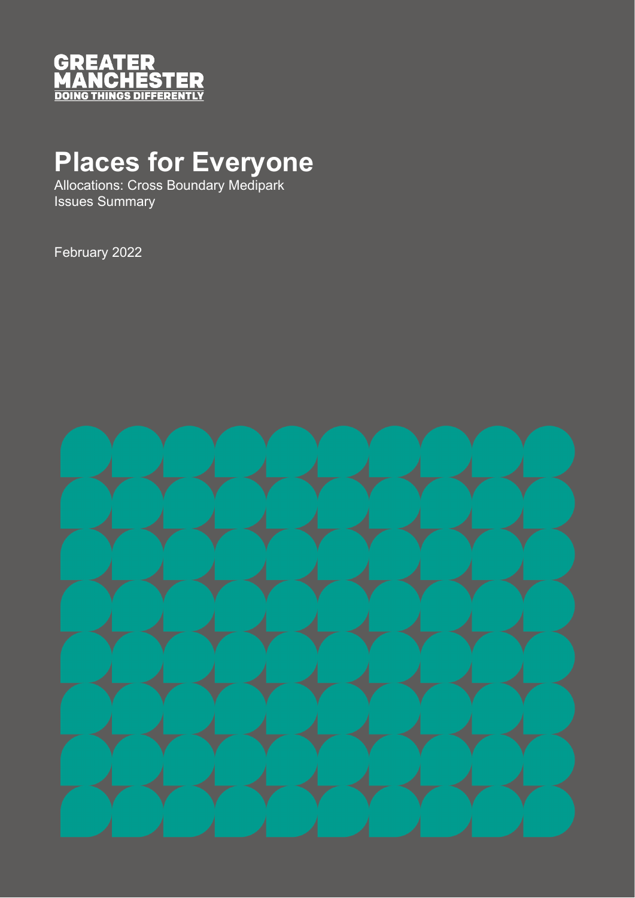GREATER MANCHESTER
DOING THINGS DIFFERENTLY

# Places for Everyone

Allocations: Cross Boundary Medipark
Issues Summary

February 2022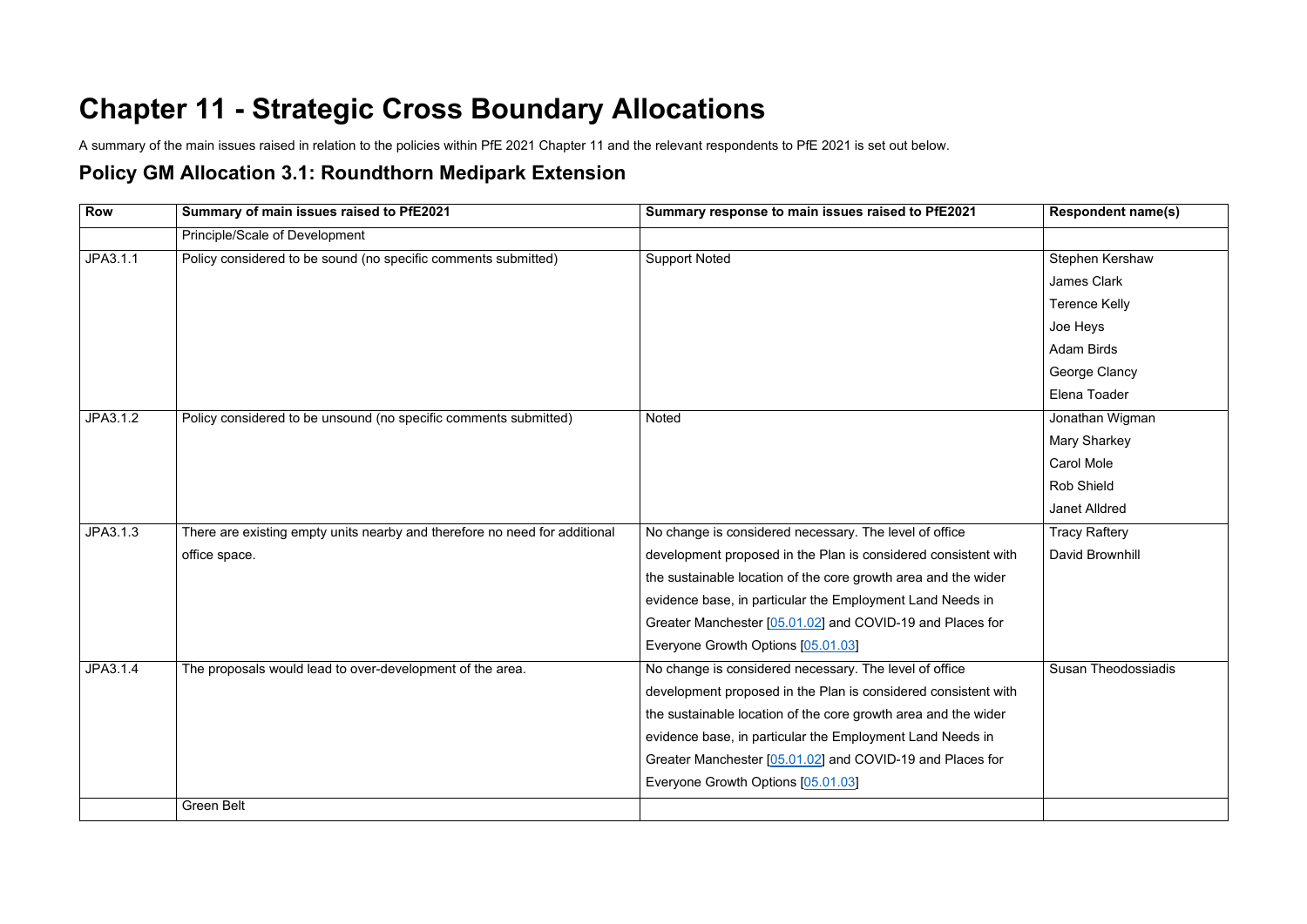# Chapter 11 - Strategic Cross Boundary Allocations

A summary of the main issues raised in relation to the policies within PfE 2021 Chapter 11 and the relevant respondents to PfE 2021 is set out below.

## Policy GM Allocation 3.1: Roundthorn Medipark Extension

| Row | Summary of main issues raised to PfE2021 | Summary response to main issues raised to PfE2021 | Respondent name(s) |
|---|---|---|---|
| | Principle/Scale of Development | | |
| JPA3.1.1 | Policy considered to be sound (no specific comments submitted) | Support Noted | Stephen Kershaw<br>James Clark<br>Terence Kelly<br>Joe Heys<br>Adam Birds<br>George Clancy<br>Elena Toader |
| JPA3.1.2 | Policy considered to be unsound (no specific comments submitted) | Noted | Jonathan Wigman<br>Mary Sharkey<br>Carol Mole<br>Rob Shield<br>Janet Alldred |
| JPA3.1.3 | There are existing empty units nearby and therefore no need for additional office space. | No change is considered necessary. The level of office development proposed in the Plan is considered consistent with the sustainable location of the core growth area and the wider evidence base, in particular the Employment Land Needs in Greater Manchester [05.01.02] and COVID-19 and Places for Everyone Growth Options [05.01.03] | Tracy Raftery<br>David Brownhill |
| JPA3.1.4 | The proposals would lead to over-development of the area. | No change is considered necessary. The level of office development proposed in the Plan is considered consistent with the sustainable location of the core growth area and the wider evidence base, in particular the Employment Land Needs in Greater Manchester [05.01.02] and COVID-19 and Places for Everyone Growth Options [05.01.03] | Susan Theodossiadis |
| | Green Belt | | |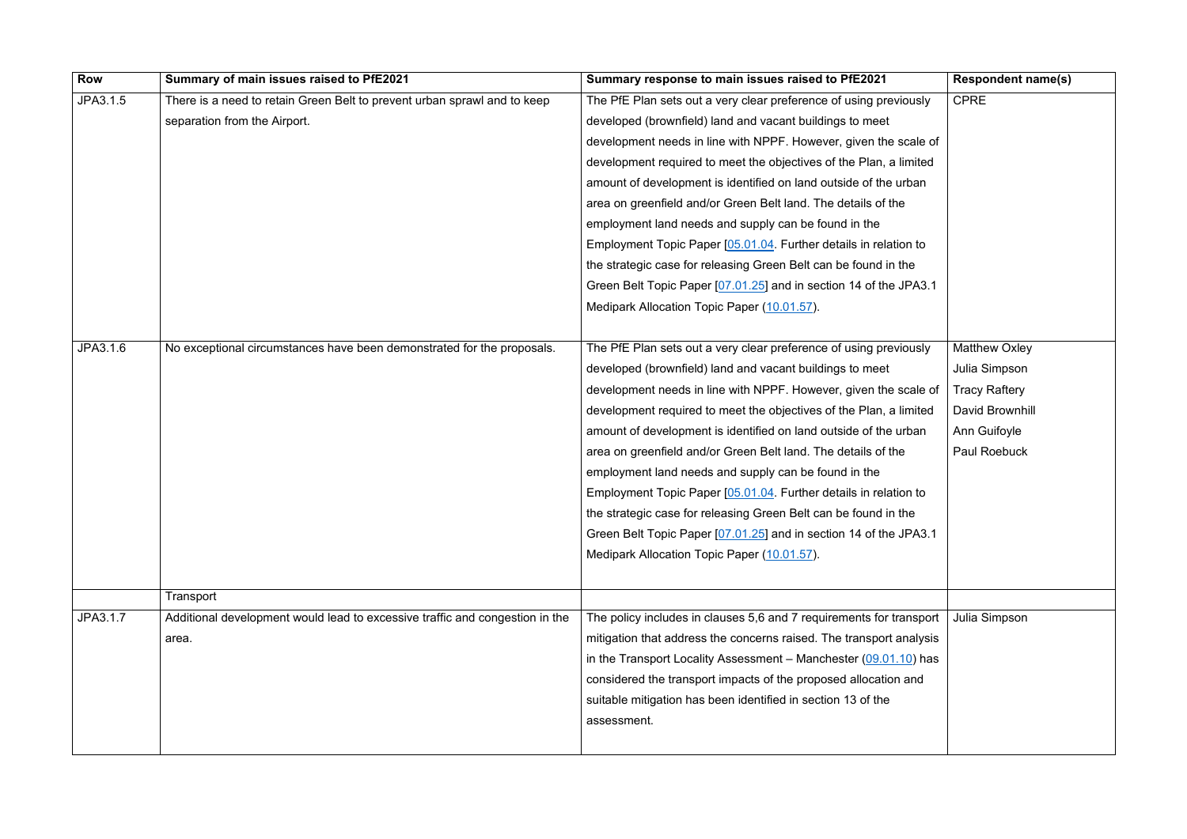| Row | Summary of main issues raised to PfE2021 | Summary response to main issues raised to PfE2021 | Respondent name(s) |
|---|---|---|---|
| JPA3.1.5 | There is a need to retain Green Belt to prevent urban sprawl and to keep separation from the Airport. | The PfE Plan sets out a very clear preference of using previously developed (brownfield) land and vacant buildings to meet development needs in line with NPPF. However, given the scale of development required to meet the objectives of the Plan, a limited amount of development is identified on land outside of the urban area on greenfield and/or Green Belt land. The details of the employment land needs and supply can be found in the Employment Topic Paper [05.01.04. Further details in relation to the strategic case for releasing Green Belt can be found in the Green Belt Topic Paper [07.01.25] and in section 14 of the JPA3.1 Medipark Allocation Topic Paper (10.01.57). | CPRE |
| JPA3.1.6 | No exceptional circumstances have been demonstrated for the proposals. | The PfE Plan sets out a very clear preference of using previously developed (brownfield) land and vacant buildings to meet development needs in line with NPPF. However, given the scale of development required to meet the objectives of the Plan, a limited amount of development is identified on land outside of the urban area on greenfield and/or Green Belt land. The details of the employment land needs and supply can be found in the Employment Topic Paper [05.01.04. Further details in relation to the strategic case for releasing Green Belt can be found in the Green Belt Topic Paper [07.01.25] and in section 14 of the JPA3.1 Medipark Allocation Topic Paper (10.01.57). | Matthew Oxley<br>Julia Simpson<br>Tracy Raftery<br>David Brownhill<br>Ann Guifoyle<br>Paul Roebuck |
| | Transport | | |
| JPA3.1.7 | Additional development would lead to excessive traffic and congestion in the area. | The policy includes in clauses 5,6 and 7 requirements for transport mitigation that address the concerns raised. The transport analysis in the Transport Locality Assessment – Manchester (09.01.10) has considered the transport impacts of the proposed allocation and suitable mitigation has been identified in section 13 of the assessment. | Julia Simpson |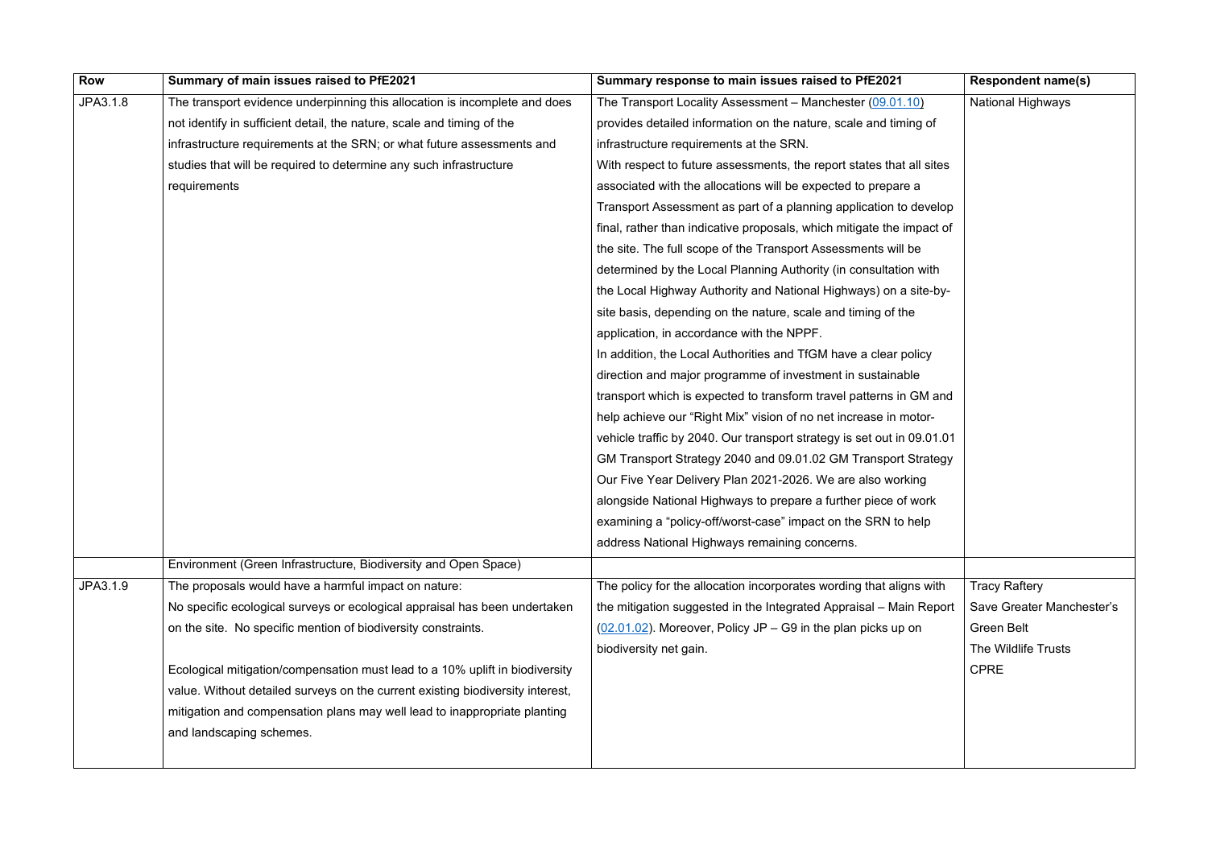| Row | Summary of main issues raised to PfE2021 | Summary response to main issues raised to PfE2021 | Respondent name(s) |
|---|---|---|---|
| JPA3.1.8 | The transport evidence underpinning this allocation is incomplete and does not identify in sufficient detail, the nature, scale and timing of the infrastructure requirements at the SRN; or what future assessments and studies that will be required to determine any such infrastructure requirements | The Transport Locality Assessment – Manchester (09.01.10) provides detailed information on the nature, scale and timing of infrastructure requirements at the SRN.<br>With respect to future assessments, the report states that all sites associated with the allocations will be expected to prepare a Transport Assessment as part of a planning application to develop final, rather than indicative proposals, which mitigate the impact of the site. The full scope of the Transport Assessments will be determined by the Local Planning Authority (in consultation with the Local Highway Authority and National Highways) on a site-by-site basis, depending on the nature, scale and timing of the application, in accordance with the NPPF.<br>In addition, the Local Authorities and TfGM have a clear policy direction and major programme of investment in sustainable transport which is expected to transform travel patterns in GM and help achieve our "Right Mix" vision of no net increase in motor-vehicle traffic by 2040. Our transport strategy is set out in 09.01.01 GM Transport Strategy 2040 and 09.01.02 GM Transport Strategy Our Five Year Delivery Plan 2021-2026. We are also working alongside National Highways to prepare a further piece of work examining a "policy-off/worst-case" impact on the SRN to help address National Highways remaining concerns. | National Highways |
| | Environment (Green Infrastructure, Biodiversity and Open Space) | | |
| JPA3.1.9 | The proposals would have a harmful impact on nature:<br>No specific ecological surveys or ecological appraisal has been undertaken on the site. No specific mention of biodiversity constraints.<br><br>Ecological mitigation/compensation must lead to a 10% uplift in biodiversity value. Without detailed surveys on the current existing biodiversity interest, mitigation and compensation plans may well lead to inappropriate planting and landscaping schemes. | The policy for the allocation incorporates wording that aligns with the mitigation suggested in the Integrated Appraisal – Main Report (02.01.02). Moreover, Policy JP – G9 in the plan picks up on biodiversity net gain. | Tracy Raftery<br>Save Greater Manchester's Green Belt<br>The Wildlife Trusts<br>CPRE |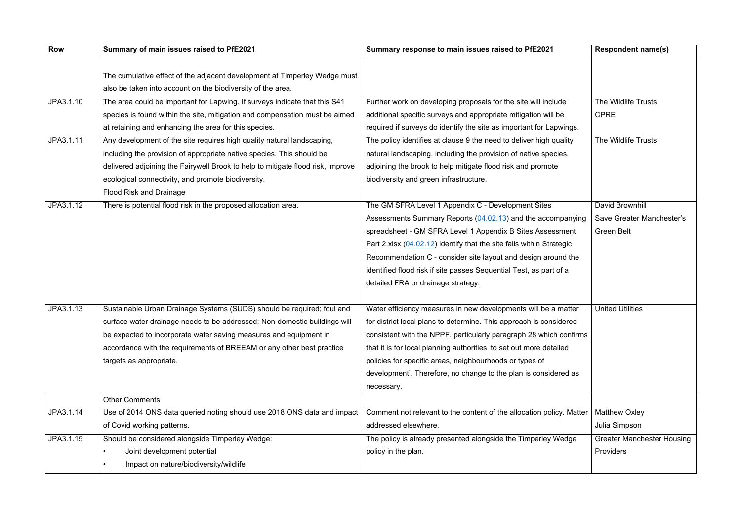| Row | Summary of main issues raised to PfE2021 | Summary response to main issues raised to PfE2021 | Respondent name(s) |
|---|---|---|---|
| | The cumulative effect of the adjacent development at Timperley Wedge must also be taken into account on the biodiversity of the area. | | |
| JPA3.1.10 | The area could be important for Lapwing. If surveys indicate that this S41 species is found within the site, mitigation and compensation must be aimed at retaining and enhancing the area for this species. | Further work on developing proposals for the site will include additional specific surveys and appropriate mitigation will be required if surveys do identify the site as important for Lapwings. | The Wildlife Trusts<br>CPRE |
| JPA3.1.11 | Any development of the site requires high quality natural landscaping, including the provision of appropriate native species. This should be delivered adjoining the Fairywell Brook to help to mitigate flood risk, improve ecological connectivity, and promote biodiversity. | The policy identifies at clause 9 the need to deliver high quality natural landscaping, including the provision of native species, adjoining the brook to help mitigate flood risk and promote biodiversity and green infrastructure. | The Wildlife Trusts |
| | Flood Risk and Drainage | | |
| JPA3.1.12 | There is potential flood risk in the proposed allocation area. | The GM SFRA Level 1 Appendix C - Development Sites Assessments Summary Reports (04.02.13) and the accompanying spreadsheet - GM SFRA Level 1 Appendix B Sites Assessment Part 2.xlsx (04.02.12) identify that the site falls within Strategic Recommendation C - consider site layout and design around the identified flood risk if site passes Sequential Test, as part of a detailed FRA or drainage strategy. | David Brownhill<br>Save Greater Manchester's Green Belt |
| JPA3.1.13 | Sustainable Urban Drainage Systems (SUDS) should be required; foul and surface water drainage needs to be addressed; Non-domestic buildings will be expected to incorporate water saving measures and equipment in accordance with the requirements of BREEAM or any other best practice targets as appropriate. | Water efficiency measures in new developments will be a matter for district local plans to determine. This approach is considered consistent with the NPPF, particularly paragraph 28 which confirms that it is for local planning authorities 'to set out more detailed policies for specific areas, neighbourhoods or types of development'. Therefore, no change to the plan is considered as necessary. | United Utilities |
| | Other Comments | | |
| JPA3.1.14 | Use of 2014 ONS data queried noting should use 2018 ONS data and impact of Covid working patterns. | Comment not relevant to the content of the allocation policy. Matter addressed elsewhere. | Matthew Oxley<br>Julia Simpson |
| JPA3.1.15 | Should be considered alongside Timperley Wedge:<br>• Joint development potential<br>• Impact on nature/biodiversity/wildlife | The policy is already presented alongside the Timperley Wedge policy in the plan. | Greater Manchester Housing Providers |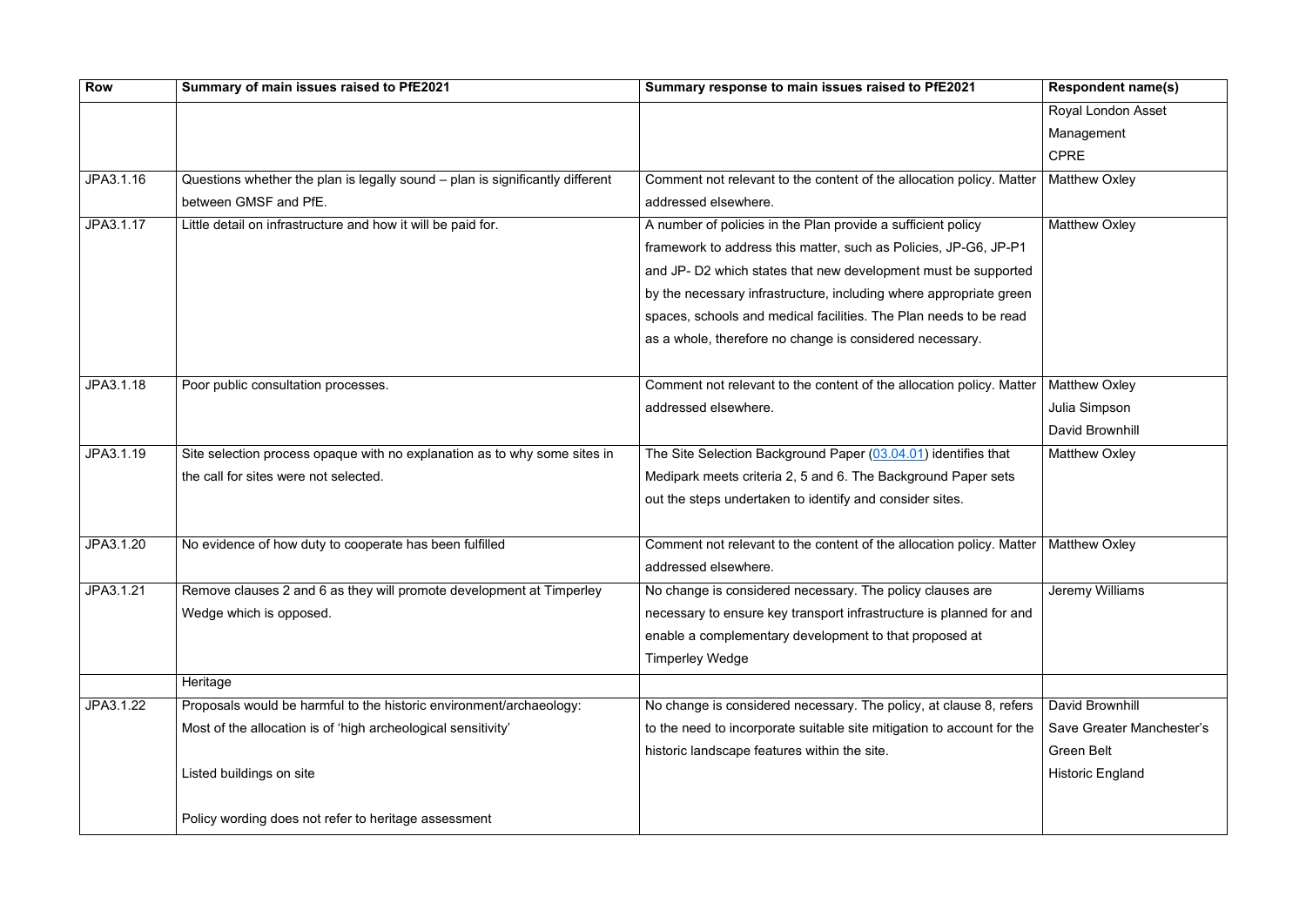| Row | Summary of main issues raised to PfE2021 | Summary response to main issues raised to PfE2021 | Respondent name(s) |
|---|---|---|---|
| | | | Royal London Asset Management<br>CPRE |
| JPA3.1.16 | Questions whether the plan is legally sound – plan is significantly different between GMSF and PfE. | Comment not relevant to the content of the allocation policy. Matter addressed elsewhere. | Matthew Oxley |
| JPA3.1.17 | Little detail on infrastructure and how it will be paid for. | A number of policies in the Plan provide a sufficient policy framework to address this matter, such as Policies, JP-G6, JP-P1 and JP- D2 which states that new development must be supported by the necessary infrastructure, including where appropriate green spaces, schools and medical facilities. The Plan needs to be read as a whole, therefore no change is considered necessary. | Matthew Oxley |
| JPA3.1.18 | Poor public consultation processes. | Comment not relevant to the content of the allocation policy. Matter addressed elsewhere. | Matthew Oxley<br>Julia Simpson<br>David Brownhill |
| JPA3.1.19 | Site selection process opaque with no explanation as to why some sites in the call for sites were not selected. | The Site Selection Background Paper (03.04.01) identifies that Medipark meets criteria 2, 5 and 6. The Background Paper sets out the steps undertaken to identify and consider sites. | Matthew Oxley |
| JPA3.1.20 | No evidence of how duty to cooperate has been fulfilled | Comment not relevant to the content of the allocation policy. Matter addressed elsewhere. | Matthew Oxley |
| JPA3.1.21 | Remove clauses 2 and 6 as they will promote development at Timperley Wedge which is opposed. | No change is considered necessary. The policy clauses are necessary to ensure key transport infrastructure is planned for and enable a complementary development to that proposed at Timperley Wedge | Jeremy Williams |
| | Heritage | | |
| JPA3.1.22 | Proposals would be harmful to the historic environment/archaeology:<br>Most of the allocation is of 'high archeological sensitivity'<br><br>Listed buildings on site<br><br>Policy wording does not refer to heritage assessment | No change is considered necessary. The policy, at clause 8, refers to the need to incorporate suitable site mitigation to account for the historic landscape features within the site. | David Brownhill<br>Save Greater Manchester's Green Belt<br>Historic England |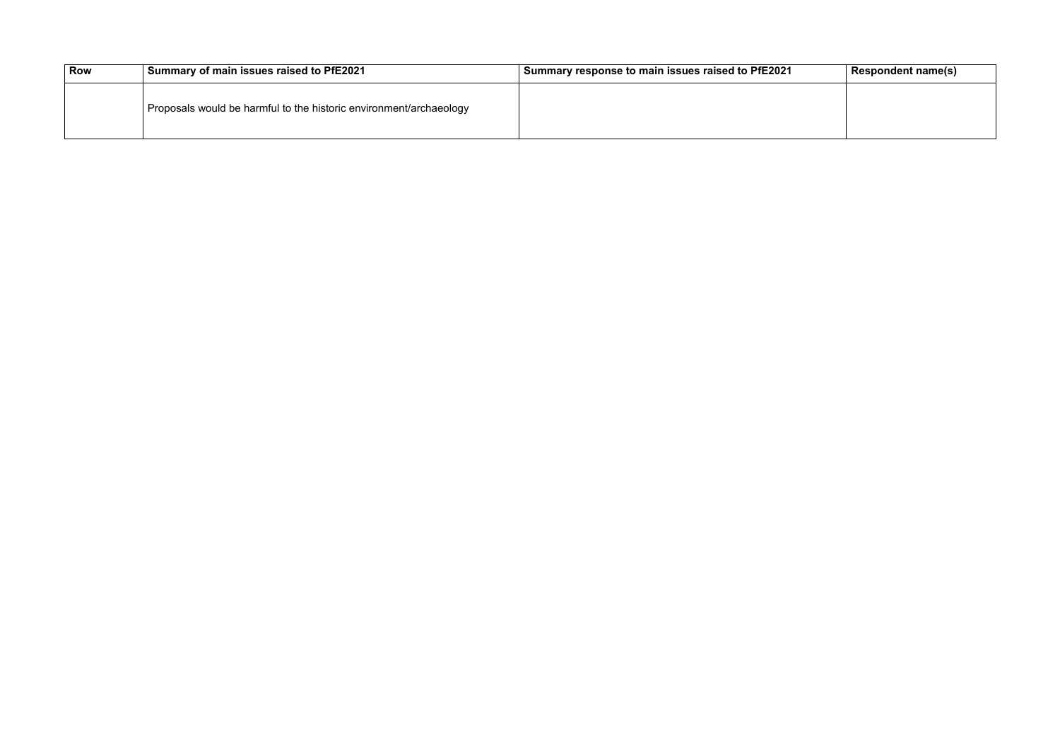| Row | Summary of main issues raised to PfE2021 | Summary response to main issues raised to PfE2021 | Respondent name(s) |
|---|---|---|---|
| | Proposals would be harmful to the historic environment/archaeology | | |